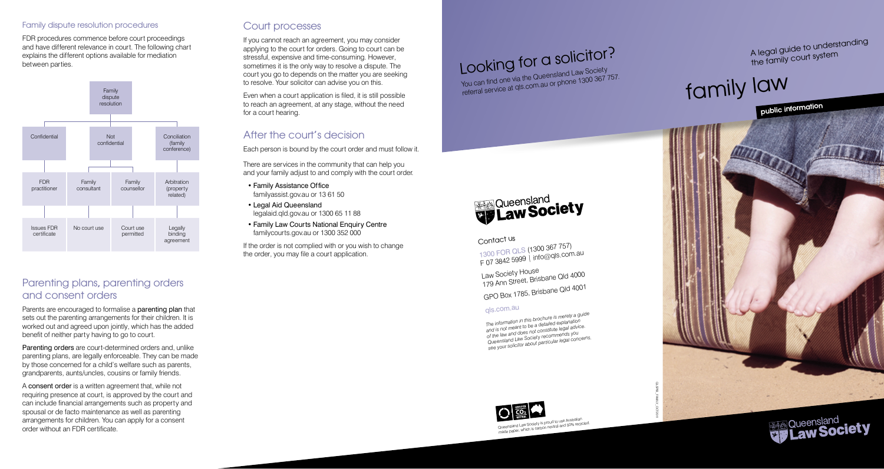### Family dispute resolution procedures

FDR procedures commence before court proceedings and have different relevance in court. The following chart explains the different options available for mediation between parties.

| Family dispute resolution | | | |
|---|---|---|---|
| Confidential | Not confidential | | Conciliation (family conference) |
| FDR practitioner | Family consultant | Family counsellor | Arbitration (property related) |
| Issues FDR certificate | No court use | Court use permitted | Legally binding agreement |

## Parenting plans, parenting orders and consent orders

Parents are encouraged to formalise a **parenting plan** that sets out the parenting arrangements for their children. It is worked out and agreed upon jointly, which has the added benefit of neither party having to go to court.

**Parenting orders** are court-determined orders and, unlike parenting plans, are legally enforceable. They can be made by those concerned for a child's welfare such as parents, grandparents, aunts/uncles, cousins or family friends.

A **consent order** is a written agreement that, while not requiring presence at court, is approved by the court and can include financial arrangements such as property and spousal or de facto maintenance as well as parenting arrangements for children. You can apply for a consent order without an FDR certificate.

## Court processes

If you cannot reach an agreement, you may consider applying to the court for orders. Going to court can be stressful, expensive and time-consuming. However, sometimes it is the only way to resolve a dispute. The court you go to depends on the matter you are seeking to resolve. Your solicitor can advise you on this.

Even when a court application is filed, it is still possible to reach an agreement, at any stage, without the need for a court hearing.

## After the court's decision

Each person is bound by the court order and must follow it.

There are services in the community that can help you and your family adjust to and comply with the court order.

- Family Assistance Office
  familyassist.gov.au or 13 61 50
- Legal Aid Queensland
  legalaid.qld.gov.au or 1300 65 11 88
- Family Law Courts National Enquiry Centre
  familycourts.gov.au or 1300 352 000

If the order is not complied with or you wish to change the order, you may file a court application.

# Looking for a solicitor?

You can find one via the Queensland Law Society referral service at qls.com.au or phone 1300 367 757.

Queensland Law Society

### Contact us

1300 FOR QLS (1300 367 757)
F 07 3842 5999 | info@qls.com.au

Law Society House
179 Ann Street, Brisbane Qld 4000

GPO Box 1785, Brisbane Qld 4001

qls.com.au

*The information in this brochure is merely a guide and is not meant to be a detailed explanation of the law and does not constitute legal advice. Queensland Law Society recommends you see your solicitor about particular legal concerns.*

Queensland Law Society is proud to use Australian made paper, which is carbon neutral and 50% recycled.

QLSPIB_FAMILY_OCT2011

A legal guide to understanding the family court system

# family law

**public information**

Queensland Law Society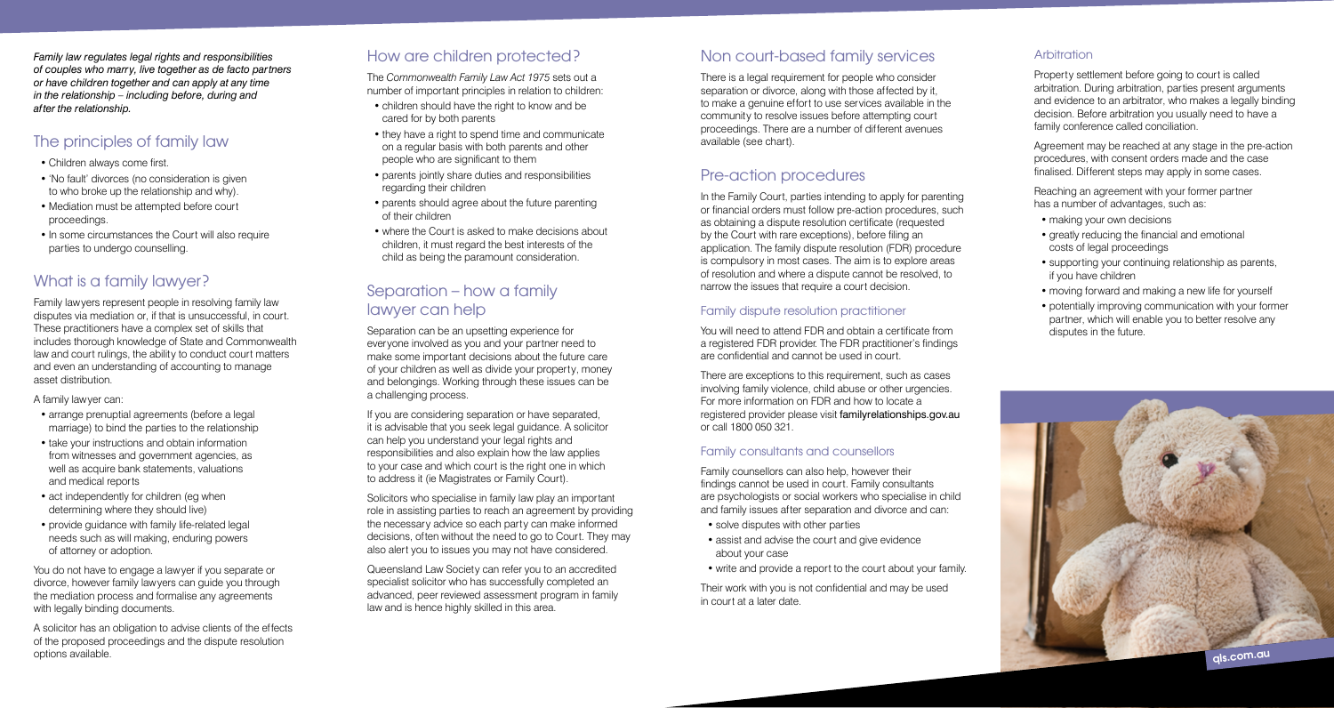*Family law regulates legal rights and responsibilities of couples who marry, live together as de facto partners or have children together and can apply at any time in the relationship – including before, during and after the relationship.*

## The principles of family law

- Children always come first.
- 'No fault' divorces (no consideration is given to who broke up the relationship and why).
- Mediation must be attempted before court proceedings.
- In some circumstances the Court will also require parties to undergo counselling.

## What is a family lawyer?

Family lawyers represent people in resolving family law disputes via mediation or, if that is unsuccessful, in court. These practitioners have a complex set of skills that includes thorough knowledge of State and Commonwealth law and court rulings, the ability to conduct court matters and even an understanding of accounting to manage asset distribution.

A family lawyer can:

- arrange prenuptial agreements (before a legal marriage) to bind the parties to the relationship
- take your instructions and obtain information from witnesses and government agencies, as well as acquire bank statements, valuations and medical reports
- act independently for children (eg when determining where they should live)
- provide guidance with family life-related legal needs such as will making, enduring powers of attorney or adoption.

You do not have to engage a lawyer if you separate or divorce, however family lawyers can guide you through the mediation process and formalise any agreements with legally binding documents.

A solicitor has an obligation to advise clients of the effects of the proposed proceedings and the dispute resolution options available.

## How are children protected?

The *Commonwealth Family Law Act 1975* sets out a number of important principles in relation to children:

- children should have the right to know and be cared for by both parents
- they have a right to spend time and communicate on a regular basis with both parents and other people who are significant to them
- parents jointly share duties and responsibilities regarding their children
- parents should agree about the future parenting of their children
- where the Court is asked to make decisions about children, it must regard the best interests of the child as being the paramount consideration.

## Separation – how a family lawyer can help

Separation can be an upsetting experience for everyone involved as you and your partner need to make some important decisions about the future care of your children as well as divide your property, money and belongings. Working through these issues can be a challenging process.

If you are considering separation or have separated, it is advisable that you seek legal guidance. A solicitor can help you understand your legal rights and responsibilities and also explain how the law applies to your case and which court is the right one in which to address it (ie Magistrates or Family Court).

Solicitors who specialise in family law play an important role in assisting parties to reach an agreement by providing the necessary advice so each party can make informed decisions, often without the need to go to Court. They may also alert you to issues you may not have considered.

Queensland Law Society can refer you to an accredited specialist solicitor who has successfully completed an advanced, peer reviewed assessment program in family law and is hence highly skilled in this area.

## Non court-based family services

There is a legal requirement for people who consider separation or divorce, along with those affected by it, to make a genuine effort to use services available in the community to resolve issues before attempting court proceedings. There are a number of different avenues available (see chart).

## Pre-action procedures

In the Family Court, parties intending to apply for parenting or financial orders must follow pre-action procedures, such as obtaining a dispute resolution certificate (requested by the Court with rare exceptions), before filing an application. The family dispute resolution (FDR) procedure is compulsory in most cases. The aim is to explore areas of resolution and where a dispute cannot be resolved, to narrow the issues that require a court decision.

### Family dispute resolution practitioner

You will need to attend FDR and obtain a certificate from a registered FDR provider. The FDR practitioner's findings are confidential and cannot be used in court.

There are exceptions to this requirement, such as cases involving family violence, child abuse or other urgencies. For more information on FDR and how to locate a registered provider please visit familyrelationships.gov.au or call 1800 050 321.

### Family consultants and counsellors

Family counsellors can also help, however their findings cannot be used in court. Family consultants are psychologists or social workers who specialise in child and family issues after separation and divorce and can:

- solve disputes with other parties
- assist and advise the court and give evidence about your case
- write and provide a report to the court about your family.

Their work with you is not confidential and may be used in court at a later date.

### Arbitration

Property settlement before going to court is called arbitration. During arbitration, parties present arguments and evidence to an arbitrator, who makes a legally binding decision. Before arbitration you usually need to have a family conference called conciliation.

Agreement may be reached at any stage in the pre-action procedures, with consent orders made and the case finalised. Different steps may apply in some cases.

Reaching an agreement with your former partner has a number of advantages, such as:

- making your own decisions
- greatly reducing the financial and emotional costs of legal proceedings
- supporting your continuing relationship as parents, if you have children
- moving forward and making a new life for yourself
- potentially improving communication with your former partner, which will enable you to better resolve any disputes in the future.

qls.com.au